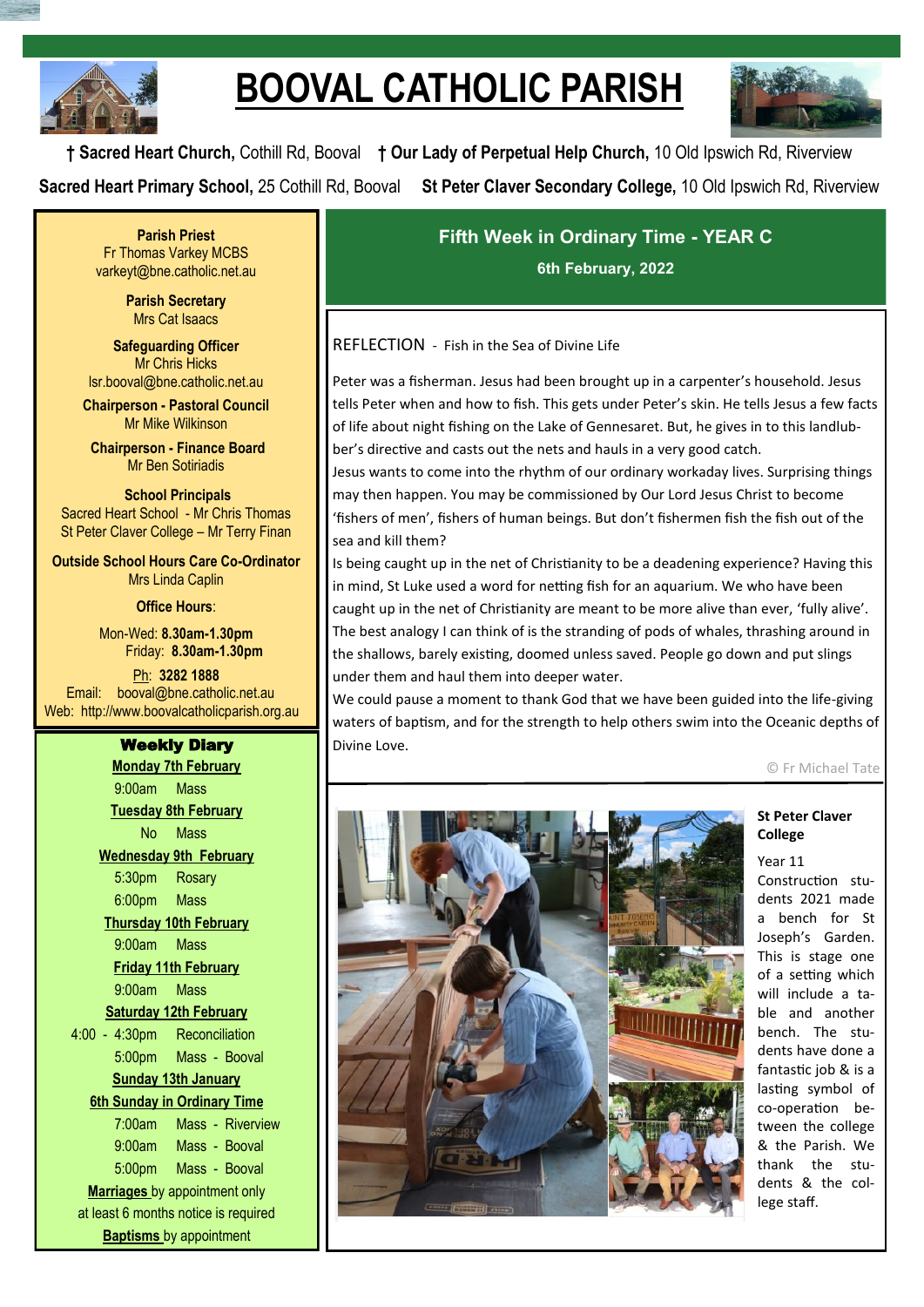# BOOVAL CATHOLIC PARISH

**† Sacred Heart Church,** Cothill Rd, Booval **† Our Lady of Perpetual Help Church,** 10 Old Ipswich Rd, Riverview

**Sacred Heart Primary School,** 25 Cothill Rd, Booval **St Peter Claver Secondary College,** 10 Old Ipswich Rd, Riverview

**Parish Priest**
Fr Thomas Varkey MCBS
varkeyt@bne.catholic.net.au

**Parish Secretary**
Mrs Cat Isaacs

**Safeguarding Officer**
Mr Chris Hicks
lsr.booval@bne.catholic.net.au

**Chairperson - Pastoral Council**
Mr Mike Wilkinson

**Chairperson - Finance Board**
Mr Ben Sotiriadis

**School Principals**
Sacred Heart School - Mr Chris Thomas
St Peter Claver College – Mr Terry Finan

**Outside School Hours Care Co-Ordinator**
Mrs Linda Caplin

**Office Hours**:

Mon-Wed: **8.30am-1.30pm**
Friday: **8.30am-1.30pm**

Ph: **3282 1888**
Email: booval@bne.catholic.net.au
Web: http://www.boovalcatholicparish.org.au

## Weekly Diary

**Monday 7th February**
9:00am Mass

**Tuesday 8th February**
No Mass

**Wednesday 9th February**
5:30pm Rosary
6:00pm Mass

**Thursday 10th February**
9:00am Mass

**Friday 11th February**
9:00am Mass

**Saturday 12th February**
4:00 - 4:30pm Reconciliation
5:00pm Mass - Booval

**Sunday 13th January**
**6th Sunday in Ordinary Time**
7:00am Mass - Riverview
9:00am Mass - Booval
5:00pm Mass - Booval

**Marriages** by appointment only
at least 6 months notice is required

**Baptisms** by appointment

## Fifth Week in Ordinary Time - YEAR C

**6th February, 2022**

### REFLECTION - Fish in the Sea of Divine Life

Peter was a fisherman. Jesus had been brought up in a carpenter's household. Jesus tells Peter when and how to fish. This gets under Peter's skin. He tells Jesus a few facts of life about night fishing on the Lake of Gennesaret. But, he gives in to this landlubber's directive and casts out the nets and hauls in a very good catch.

Jesus wants to come into the rhythm of our ordinary workaday lives. Surprising things may then happen. You may be commissioned by Our Lord Jesus Christ to become 'fishers of men', fishers of human beings. But don't fishermen fish the fish out of the sea and kill them?

Is being caught up in the net of Christianity to be a deadening experience? Having this in mind, St Luke used a word for netting fish for an aquarium. We who have been caught up in the net of Christianity are meant to be more alive than ever, 'fully alive'. The best analogy I can think of is the stranding of pods of whales, thrashing around in the shallows, barely existing, doomed unless saved. People go down and put slings under them and haul them into deeper water.

We could pause a moment to thank God that we have been guided into the life-giving waters of baptism, and for the strength to help others swim into the Oceanic depths of Divine Love.

© Fr Michael Tate

### St Peter Claver College

Year 11 Construction students 2021 made a bench for St Joseph's Garden. This is stage one of a setting which will include a table and another bench. The students have done a fantastic job & is a lasting symbol of co-operation between the college & the Parish. We thank the students & the college staff.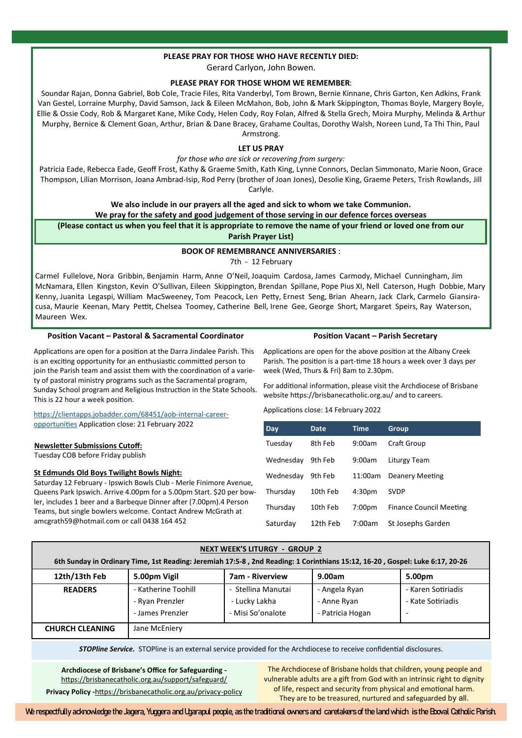**PLEASE PRAY FOR THOSE WHO HAVE RECENTLY DIED:**

Gerard Carlyon, John Bowen.

**PLEASE PRAY FOR THOSE WHOM WE REMEMBER**:

Soundar Rajan, Donna Gabriel, Bob Cole, Tracie Files, Rita Vanderbyl, Tom Brown, Bernie Kinnane, Chris Garton, Ken Adkins, Frank Van Gestel, Lorraine Murphy, David Samson, Jack & Eileen McMahon, Bob, John & Mark Skippington, Thomas Boyle, Margery Boyle, Ellie & Ossie Cody, Rob & Margaret Kane, Mike Cody, Helen Cody, Roy Folan, Alfred & Stella Grech, Moira Murphy, Melinda & Arthur Murphy, Bernice & Clement Goan, Arthur, Brian & Dane Bracey, Grahame Coultas, Dorothy Walsh, Noreen Lund, Ta Thi Thin, Paul Armstrong.

**LET US PRAY**

*for those who are sick or recovering from surgery:*

Patricia Eade, Rebecca Eade, Geoff Frost, Kathy & Graeme Smith, Kath King, Lynne Connors, Declan Simmonato, Marie Noon, Grace Thompson, Lilian Morrison, Joana Ambrad-Isip, Rod Perry (brother of Joan Jones), Desolie King, Graeme Peters, Trish Rowlands, Jill Carlyle.

**We also include in our prayers all the aged and sick to whom we take Communion.**

**We pray for the safety and good judgement of those serving in our defence forces overseas**

**(Please contact us when you feel that it is appropriate to remove the name of your friend or loved one from our Parish Prayer List)**

**BOOK OF REMEMBRANCE ANNIVERSARIES** :

7th - 12 February

Carmel Fullelove, Nora Gribbin, Benjamin Harm, Anne O'Neil, Joaquim Cardosa, James Carmody, Michael Cunningham, Jim McNamara, Ellen Kingston, Kevin O'Sullivan, Eileen Skippington, Brendan Spillane, Pope Pius XI, Nell Caterson, Hugh Dobbie, Mary Kenny, Juanita Legaspi, William MacSweeney, Tom Peacock, Len Petty, Ernest Seng, Brian Ahearn, Jack Clark, Carmelo Giansiracusa, Maurie Keenan, Mary Pettit, Chelsea Toomey, Catherine Bell, Irene Gee, George Short, Margaret Speirs, Ray Waterson, Maureen Wex.

**Position Vacant – Pastoral & Sacramental Coordinator**

Applications are open for a position at the Darra Jindalee Parish. This is an exciting opportunity for an enthusiastic committed person to join the Parish team and assist them with the coordination of a variety of pastoral ministry programs such as the Sacramental program, Sunday School program and Religious Instruction in the State Schools. This is 22 hour a week position.

https://clientapps.jobadder.com/68451/aob-internal-career-opportunities Application close: 21 February 2022

**Newsletter Submissions Cutoff:**

Tuesday COB before Friday publish

**St Edmunds Old Boys Twilight Bowls Night:**

Saturday 12 February - Ipswich Bowls Club - Merle Finimore Avenue, Queens Park Ipswich. Arrive 4.00pm for a 5.00pm Start. $20 per bowler, includes 1 beer and a Barbeque Dinner after (7.00pm).4 Person Teams, but single bowlers welcome. Contact Andrew McGrath at amcgrath59@hotmail.com or call 0438 164 452

**Position Vacant – Parish Secretary**

Applications are open for the above position at the Albany Creek Parish. The position is a part-time 18 hours a week over 3 days per week (Wed, Thurs & Fri) 8am to 2.30pm.

For additional information, please visit the Archdiocese of Brisbane website https://brisbanecatholic.org.au/ and to careers.

Applications close: 14 February 2022

| Day | Date | Time | Group |
|---|---|---|---|
| Tuesday | 8th Feb | 9:00am | Craft Group |
| Wednesday | 9th Feb | 9:00am | Liturgy Team |
| Wednesday | 9th Feb | 11:00am | Deanery Meeting |
| Thursday | 10th Feb | 4:30pm | SVDP |
| Thursday | 10th Feb | 7:00pm | Finance Council Meeting |
| Saturday | 12th Feb | 7:00am | St Josephs Garden |

**NEXT WEEK'S LITURGY - GROUP 2**

**6th Sunday in Ordinary Time, 1st Reading: Jeremiah 17:5-8 , 2nd Reading: 1 Corinthians 15:12, 16-20 , Gospel: Luke 6:17, 20-26**

| 12th/13th Feb | 5.00pm Vigil | 7am - Riverview | 9.00am | 5.00pm |
|---|---|---|---|---|
| READERS | - Katherine Toohill<br>- Ryan Prenzler<br>- James Prenzler | - Stellina Manutai<br>- Lucky Lakha<br>- Misi So'onalote | - Angela Ryan<br>- Anne Ryan<br>- Patricia Hogan | - Karen Sotiriadis<br>- Kate Sotiriadis<br>- |
| CHURCH CLEANING | Jane McEniery | | | |

***STOPline Service.*** STOPline is an external service provided for the Archdiocese to receive confidential disclosures.

**Archdiocese of Brisbane's Office for Safeguarding -** https://brisbanecatholic.org.au/support/safeguard/

**Privacy Policy -**https://brisbanecatholic.org.au/privacy-policy

The Archdiocese of Brisbane holds that children, young people and vulnerable adults are a gift from God with an intrinsic right to dignity of life, respect and security from physical and emotional harm. They are to be treasured, nurtured and safeguarded by all.

We respectfully acknowledge the Jagera, Yuggera and Ugarapul people, as the traditional owners and caretakers of the land which is the Booval Catholic Parish.